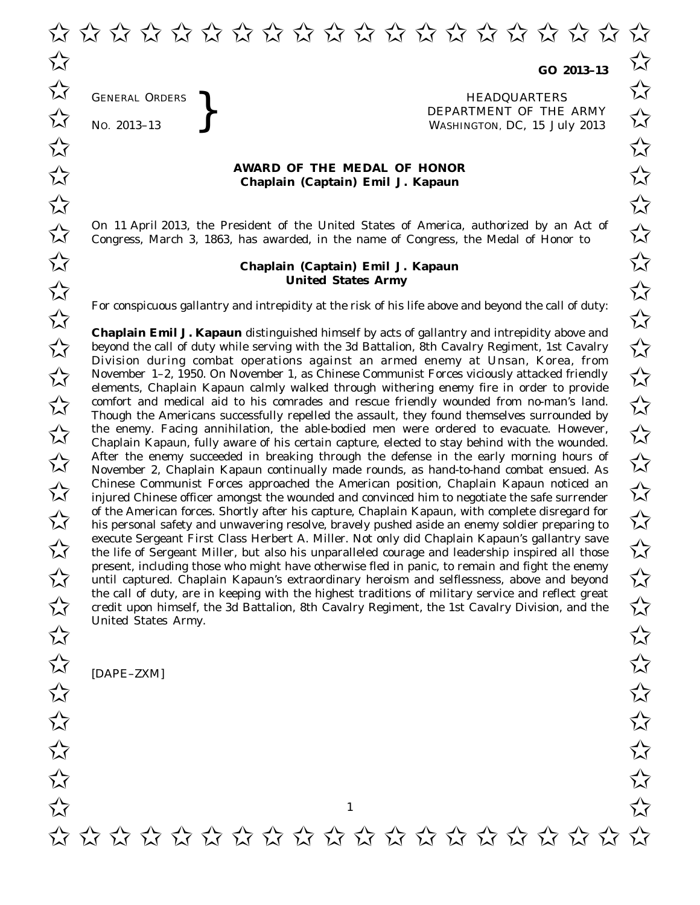**GO 2013–13**

GENERAL ORDERS
NO. 2013–13

HEADQUARTERS
DEPARTMENT OF THE ARMY
WASHINGTON, DC, 15 July 2013

# AWARD OF THE MEDAL OF HONOR
## Chaplain (Captain) Emil J. Kapaun

On 11 April 2013, the President of the United States of America, authorized by an Act of Congress, March 3, 1863, has awarded, in the name of Congress, the Medal of Honor to

**Chaplain (Captain) Emil J. Kapaun**
**United States Army**

For conspicuous gallantry and intrepidity at the risk of his life above and beyond the call of duty:

**Chaplain Emil J. Kapaun** distinguished himself by acts of gallantry and intrepidity above and beyond the call of duty while serving with the 3d Battalion, 8th Cavalry Regiment, 1st Cavalry Division during combat operations against an armed enemy at Unsan, Korea, from November 1–2, 1950. On November 1, as Chinese Communist Forces viciously attacked friendly elements, Chaplain Kapaun calmly walked through withering enemy fire in order to provide comfort and medical aid to his comrades and rescue friendly wounded from no-man's land. Though the Americans successfully repelled the assault, they found themselves surrounded by the enemy. Facing annihilation, the able-bodied men were ordered to evacuate. However, Chaplain Kapaun, fully aware of his certain capture, elected to stay behind with the wounded. After the enemy succeeded in breaking through the defense in the early morning hours of November 2, Chaplain Kapaun continually made rounds, as hand-to-hand combat ensued. As Chinese Communist Forces approached the American position, Chaplain Kapaun noticed an injured Chinese officer amongst the wounded and convinced him to negotiate the safe surrender of the American forces. Shortly after his capture, Chaplain Kapaun, with complete disregard for his personal safety and unwavering resolve, bravely pushed aside an enemy soldier preparing to execute Sergeant First Class Herbert A. Miller. Not only did Chaplain Kapaun's gallantry save the life of Sergeant Miller, but also his unparalleled courage and leadership inspired all those present, including those who might have otherwise fled in panic, to remain and fight the enemy until captured. Chaplain Kapaun's extraordinary heroism and selflessness, above and beyond the call of duty, are in keeping with the highest traditions of military service and reflect great credit upon himself, the 3d Battalion, 8th Cavalry Regiment, the 1st Cavalry Division, and the United States Army.

[DAPE–ZXM]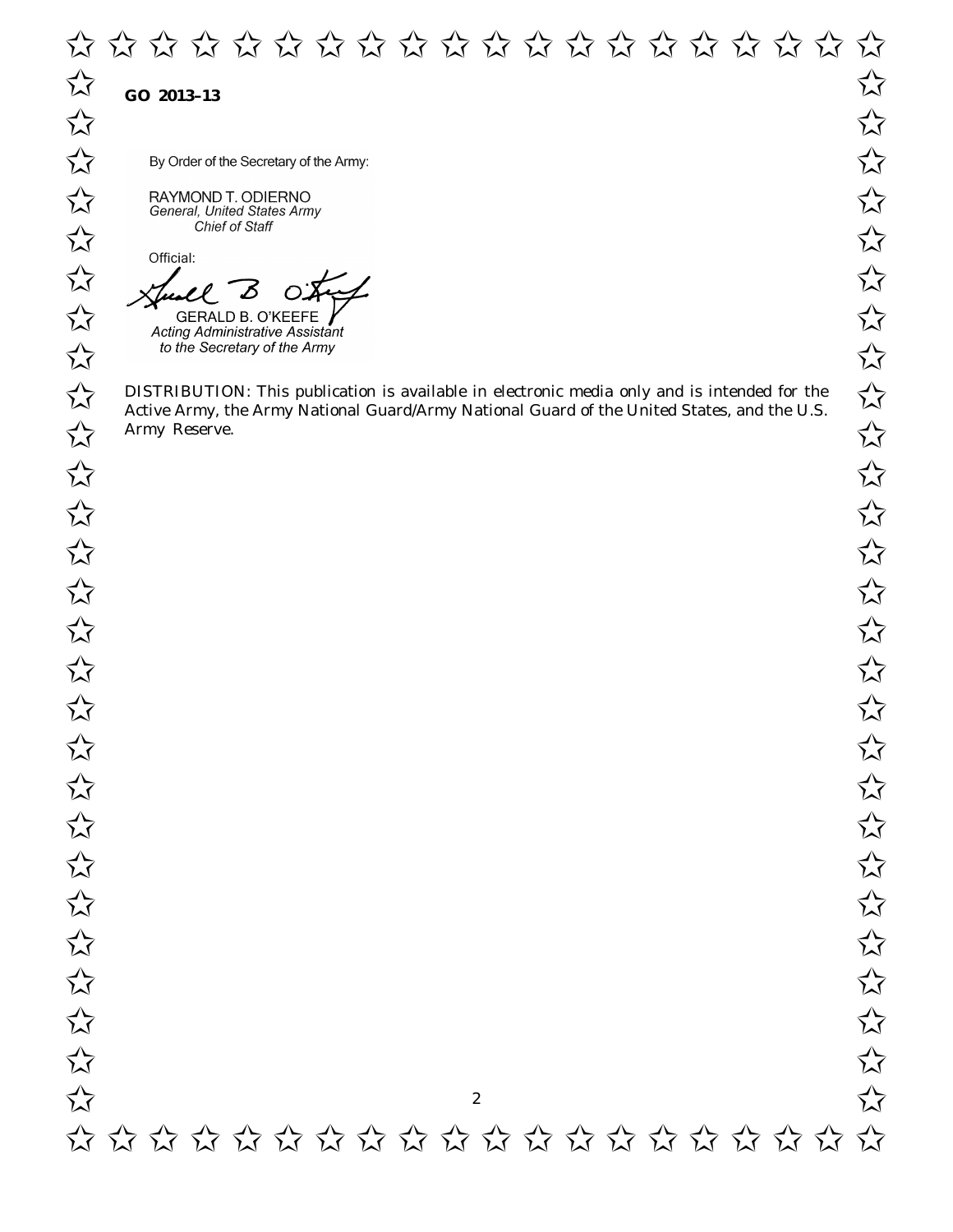**GO 2013–13**

By Order of the Secretary of the Army:

RAYMOND T. ODIERNO
*General, United States Army*
*Chief of Staff*

Official:

GERALD B. O'KEEFE
*Acting Administrative Assistant*
*to the Secretary of the Army*

DISTRIBUTION: This publication is available in electronic media only and is intended for the Active Army, the Army National Guard/Army National Guard of the United States, and the U.S. Army Reserve.